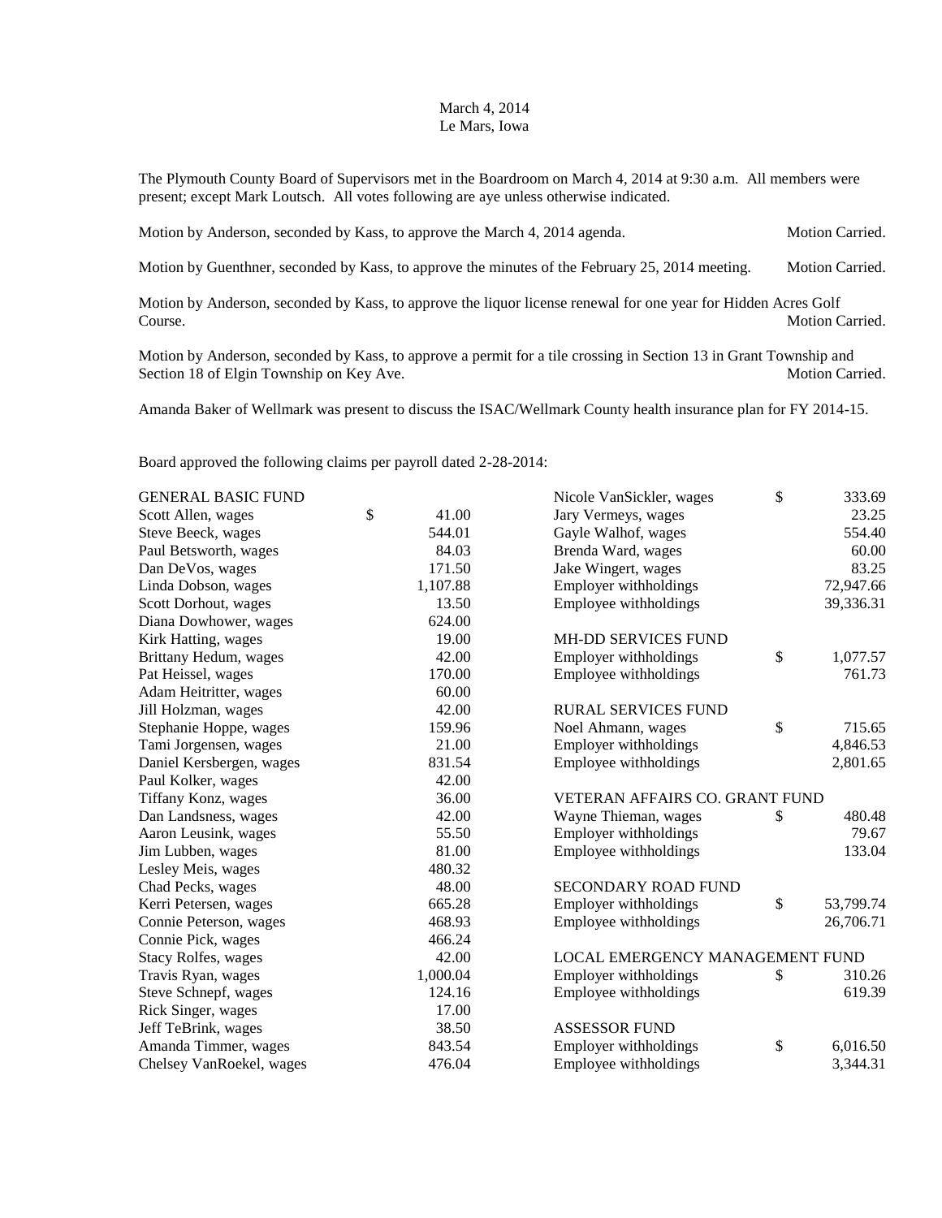March 4, 2014
Le Mars, Iowa

The Plymouth County Board of Supervisors met in the Boardroom on March 4, 2014 at 9:30 a.m. All members were present; except Mark Loutsch. All votes following are aye unless otherwise indicated.

Motion by Anderson, seconded by Kass, to approve the March 4, 2014 agenda. Motion Carried.

Motion by Guenthner, seconded by Kass, to approve the minutes of the February 25, 2014 meeting. Motion Carried.

Motion by Anderson, seconded by Kass, to approve the liquor license renewal for one year for Hidden Acres Golf Course. Motion Carried.

Motion by Anderson, seconded by Kass, to approve a permit for a tile crossing in Section 13 in Grant Township and Section 18 of Elgin Township on Key Ave. Motion Carried.

Amanda Baker of Wellmark was present to discuss the ISAC/Wellmark County health insurance plan for FY 2014-15.

Board approved the following claims per payroll dated 2-28-2014:

| | |
|---|---|
| GENERAL BASIC FUND | |
| Scott Allen, wages | $ 41.00 |
| Steve Beeck, wages | 544.01 |
| Paul Betsworth, wages | 84.03 |
| Dan DeVos, wages | 171.50 |
| Linda Dobson, wages | 1,107.88 |
| Scott Dorhout, wages | 13.50 |
| Diana Dowhower, wages | 624.00 |
| Kirk Hatting, wages | 19.00 |
| Brittany Hedum, wages | 42.00 |
| Pat Heissel, wages | 170.00 |
| Adam Heitritter, wages | 60.00 |
| Jill Holzman, wages | 42.00 |
| Stephanie Hoppe, wages | 159.96 |
| Tami Jorgensen, wages | 21.00 |
| Daniel Kersbergen, wages | 831.54 |
| Paul Kolker, wages | 42.00 |
| Tiffany Konz, wages | 36.00 |
| Dan Landsness, wages | 42.00 |
| Aaron Leusink, wages | 55.50 |
| Jim Lubben, wages | 81.00 |
| Lesley Meis, wages | 480.32 |
| Chad Pecks, wages | 48.00 |
| Kerri Petersen, wages | 665.28 |
| Connie Peterson, wages | 468.93 |
| Connie Pick, wages | 466.24 |
| Stacy Rolfes, wages | 42.00 |
| Travis Ryan, wages | 1,000.04 |
| Steve Schnepf, wages | 124.16 |
| Rick Singer, wages | 17.00 |
| Jeff TeBrink, wages | 38.50 |
| Amanda Timmer, wages | 843.54 |
| Chelsey VanRoekel, wages | 476.04 |
| Nicole VanSickler, wages | $ 333.69 |
| Jary Vermeys, wages | 23.25 |
| Gayle Walhof, wages | 554.40 |
| Brenda Ward, wages | 60.00 |
| Jake Wingert, wages | 83.25 |
| Employer withholdings | 72,947.66 |
| Employee withholdings | 39,336.31 |
| | |
| MH-DD SERVICES FUND | |
| Employer withholdings | $ 1,077.57 |
| Employee withholdings | 761.73 |
| | |
| RURAL SERVICES FUND | |
| Noel Ahmann, wages | $ 715.65 |
| Employer withholdings | 4,846.53 |
| Employee withholdings | 2,801.65 |
| | |
| VETERAN AFFAIRS CO. GRANT FUND | |
| Wayne Thieman, wages | $ 480.48 |
| Employer withholdings | 79.67 |
| Employee withholdings | 133.04 |
| | |
| SECONDARY ROAD FUND | |
| Employer withholdings | $ 53,799.74 |
| Employee withholdings | 26,706.71 |
| | |
| LOCAL EMERGENCY MANAGEMENT FUND | |
| Employer withholdings | $ 310.26 |
| Employee withholdings | 619.39 |
| | |
| ASSESSOR FUND | |
| Employer withholdings | $ 6,016.50 |
| Employee withholdings | 3,344.31 |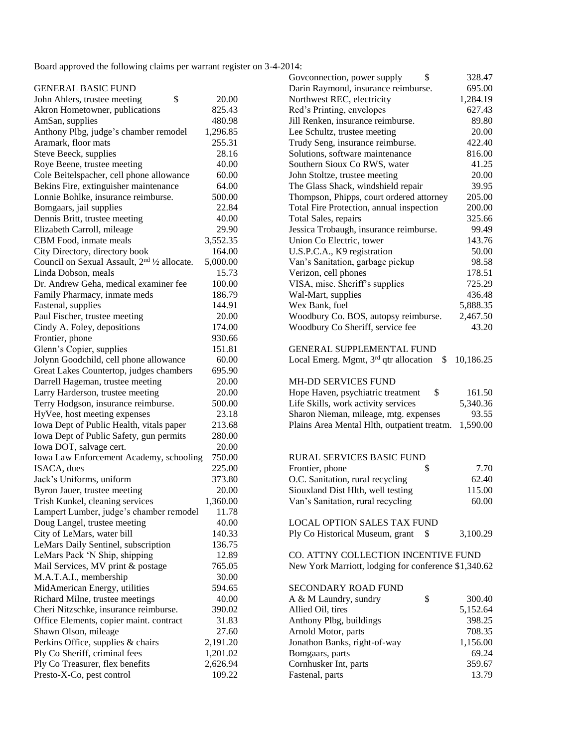Board approved the following claims per warrant register on 3-4-2014:

GENERAL BASIC FUND

| | |
|---|---|
| John Ahlers, trustee meeting | $ 20.00 |
| Akron Hometowner, publications | 825.43 |
| AmSan, supplies | 480.98 |
| Anthony Plbg, judge's chamber remodel | 1,296.85 |
| Aramark, floor mats | 255.31 |
| Steve Beeck, supplies | 28.16 |
| Roye Beene, trustee meeting | 40.00 |
| Cole Beitelspacher, cell phone allowance | 60.00 |
| Bekins Fire, extinguisher maintenance | 64.00 |
| Lonnie Bohlke, insurance reimburse. | 500.00 |
| Bomgaars, jail supplies | 22.84 |
| Dennis Britt, trustee meeting | 40.00 |
| Elizabeth Carroll, mileage | 29.90 |
| CBM Food, inmate meals | 3,552.35 |
| City Directory, directory book | 164.00 |
| Council on Sexual Assault, 2nd ½ allocate. | 5,000.00 |
| Linda Dobson, meals | 15.73 |
| Dr. Andrew Geha, medical examiner fee | 100.00 |
| Family Pharmacy, inmate meds | 186.79 |
| Fastenal, supplies | 144.91 |
| Paul Fischer, trustee meeting | 20.00 |
| Cindy A. Foley, depositions | 174.00 |
| Frontier, phone | 930.66 |
| Glenn's Copier, supplies | 151.81 |
| Jolynn Goodchild, cell phone allowance | 60.00 |
| Great Lakes Countertop, judges chambers | 695.90 |
| Darrell Hageman, trustee meeting | 20.00 |
| Larry Harderson, trustee meeting | 20.00 |
| Terry Hodgson, insurance reimburse. | 500.00 |
| HyVee, host meeting expenses | 23.18 |
| Iowa Dept of Public Health, vitals paper | 213.68 |
| Iowa Dept of Public Safety, gun permits | 280.00 |
| Iowa DOT, salvage cert. | 20.00 |
| Iowa Law Enforcement Academy, schooling | 750.00 |
| ISACA, dues | 225.00 |
| Jack's Uniforms, uniform | 373.80 |
| Byron Jauer, trustee meeting | 20.00 |
| Trish Kunkel, cleaning services | 1,360.00 |
| Lampert Lumber, judge's chamber remodel | 11.78 |
| Doug Langel, trustee meeting | 40.00 |
| City of LeMars, water bill | 140.33 |
| LeMars Daily Sentinel, subscription | 136.75 |
| LeMars Pack 'N Ship, shipping | 12.89 |
| Mail Services, MV print & postage | 765.05 |
| M.A.T.A.I., membership | 30.00 |
| MidAmerican Energy, utilities | 594.65 |
| Richard Milne, trustee meetings | 40.00 |
| Cheri Nitzschke, insurance reimburse. | 390.02 |
| Office Elements, copier maint. contract | 31.83 |
| Shawn Olson, mileage | 27.60 |
| Perkins Office, supplies & chairs | 2,191.20 |
| Ply Co Sheriff, criminal fees | 1,201.02 |
| Ply Co Treasurer, flex benefits | 2,626.94 |
| Presto-X-Co, pest control | 109.22 |
| Govconnection, power supply | $ 328.47 |
| Darin Raymond, insurance reimburse. | 695.00 |
| Northwest REC, electricity | 1,284.19 |
| Red's Printing, envelopes | 627.43 |
| Jill Renken, insurance reimburse. | 89.80 |
| Lee Schultz, trustee meeting | 20.00 |
| Trudy Seng, insurance reimburse. | 422.40 |
| Solutions, software maintenance | 816.00 |
| Southern Sioux Co RWS, water | 41.25 |
| John Stoltze, trustee meeting | 20.00 |
| The Glass Shack, windshield repair | 39.95 |
| Thompson, Phipps, court ordered attorney | 205.00 |
| Total Fire Protection, annual inspection | 200.00 |
| Total Sales, repairs | 325.66 |
| Jessica Trobaugh, insurance reimburse. | 99.49 |
| Union Co Electric, tower | 143.76 |
| U.S.P.C.A., K9 registration | 50.00 |
| Van's Sanitation, garbage pickup | 98.58 |
| Verizon, cell phones | 178.51 |
| VISA, misc. Sheriff's supplies | 725.29 |
| Wal-Mart, supplies | 436.48 |
| Wex Bank, fuel | 5,888.35 |
| Woodbury Co. BOS, autopsy reimburse. | 2,467.50 |
| Woodbury Co Sheriff, service fee | 43.20 |

GENERAL SUPPLEMENTAL FUND

| | |
|---|---|
| Local Emerg. Mgmt, 3rd qtr allocation | $ 10,186.25 |

MH-DD SERVICES FUND

| | |
|---|---|
| Hope Haven, psychiatric treatment | $ 161.50 |
| Life Skills, work activity services | 5,340.36 |
| Sharon Nieman, mileage, mtg. expenses | 93.55 |
| Plains Area Mental Hlth, outpatient treatm. | 1,590.00 |

RURAL SERVICES BASIC FUND

| | |
|---|---|
| Frontier, phone | $ 7.70 |
| O.C. Sanitation, rural recycling | 62.40 |
| Siouxland Dist Hlth, well testing | 115.00 |
| Van's Sanitation, rural recycling | 60.00 |

LOCAL OPTION SALES TAX FUND

| | |
|---|---|
| Ply Co Historical Museum, grant | $ 3,100.29 |

CO. ATTNY COLLECTION INCENTIVE FUND

| | |
|---|---|
| New York Marriott, lodging for conference | $1,340.62 |

SECONDARY ROAD FUND

| | |
|---|---|
| A & M Laundry, sundry | $ 300.40 |
| Allied Oil, tires | 5,152.64 |
| Anthony Plbg, buildings | 398.25 |
| Arnold Motor, parts | 708.35 |
| Jonathon Banks, right-of-way | 1,156.00 |
| Bomgaars, parts | 69.24 |
| Cornhusker Int, parts | 359.67 |
| Fastenal, parts | 13.79 |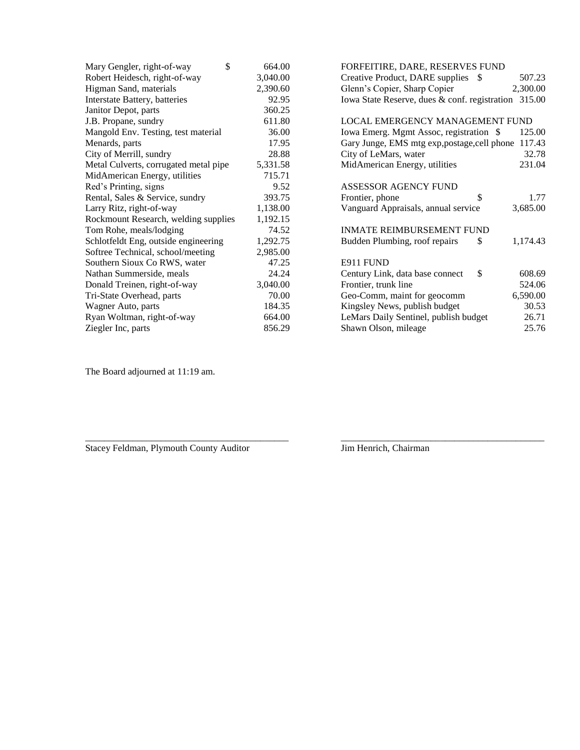| | |
|---|---|
| Mary Gengler, right-of-way $ | 664.00 |
| Robert Heidesch, right-of-way | 3,040.00 |
| Higman Sand, materials | 2,390.60 |
| Interstate Battery, batteries | 92.95 |
| Janitor Depot, parts | 360.25 |
| J.B. Propane, sundry | 611.80 |
| Mangold Env. Testing, test material | 36.00 |
| Menards, parts | 17.95 |
| City of Merrill, sundry | 28.88 |
| Metal Culverts, corrugated metal pipe | 5,331.58 |
| MidAmerican Energy, utilities | 715.71 |
| Red's Printing, signs | 9.52 |
| Rental, Sales & Service, sundry | 393.75 |
| Larry Ritz, right-of-way | 1,138.00 |
| Rockmount Research, welding supplies | 1,192.15 |
| Tom Rohe, meals/lodging | 74.52 |
| Schlotfeldt Eng, outside engineering | 1,292.75 |
| Softree Technical, school/meeting | 2,985.00 |
| Southern Sioux Co RWS, water | 47.25 |
| Nathan Summerside, meals | 24.24 |
| Donald Treinen, right-of-way | 3,040.00 |
| Tri-State Overhead, parts | 70.00 |
| Wagner Auto, parts | 184.35 |
| Ryan Woltman, right-of-way | 664.00 |
| Ziegler Inc, parts | 856.29 |

FORFEITIRE, DARE, RESERVES FUND

| | |
|---|---|
| Creative Product, DARE supplies $ | 507.23 |
| Glenn's Copier, Sharp Copier | 2,300.00 |
| Iowa State Reserve, dues & conf. registration | 315.00 |

LOCAL EMERGENCY MANAGEMENT FUND

| | |
|---|---|
| Iowa Emerg. Mgmt Assoc, registration $ | 125.00 |
| Gary Junge, EMS mtg exp,postage,cell phone | 117.43 |
| City of LeMars, water | 32.78 |
| MidAmerican Energy, utilities | 231.04 |

ASSESSOR AGENCY FUND

| | |
|---|---|
| Frontier, phone $ | 1.77 |
| Vanguard Appraisals, annual service | 3,685.00 |

INMATE REIMBURSEMENT FUND

| | |
|---|---|
| Budden Plumbing, roof repairs $ | 1,174.43 |

E911 FUND

| | |
|---|---|
| Century Link, data base connect $ | 608.69 |
| Frontier, trunk line | 524.06 |
| Geo-Comm, maint for geocomm | 6,590.00 |
| Kingsley News, publish budget | 30.53 |
| LeMars Daily Sentinel, publish budget | 26.71 |
| Shawn Olson, mileage | 25.76 |

The Board adjourned at 11:19 am.

\_\_\_\_\_\_\_\_\_\_\_\_\_\_\_\_\_\_\_\_\_\_\_\_\_\_\_\_\_\_\_\_\_\_\_\_\_\_\_\_\_\_
Stacey Feldman, Plymouth County Auditor

\_\_\_\_\_\_\_\_\_\_\_\_\_\_\_\_\_\_\_\_\_\_\_\_\_\_\_\_\_\_\_\_\_\_\_\_\_\_\_\_\_\_
Jim Henrich, Chairman